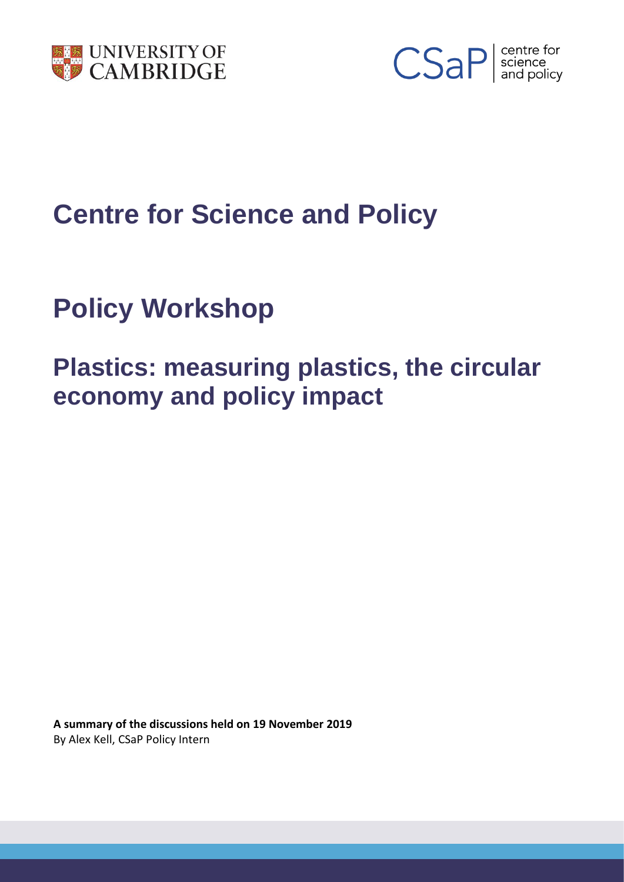# Centre for Science and Policy

# Policy Workshop

## Plastics: measuring plastics, the circular economy and policy impact

**A summary of the discussions held on 19 November 2019**
By Alex Kell, CSaP Policy Intern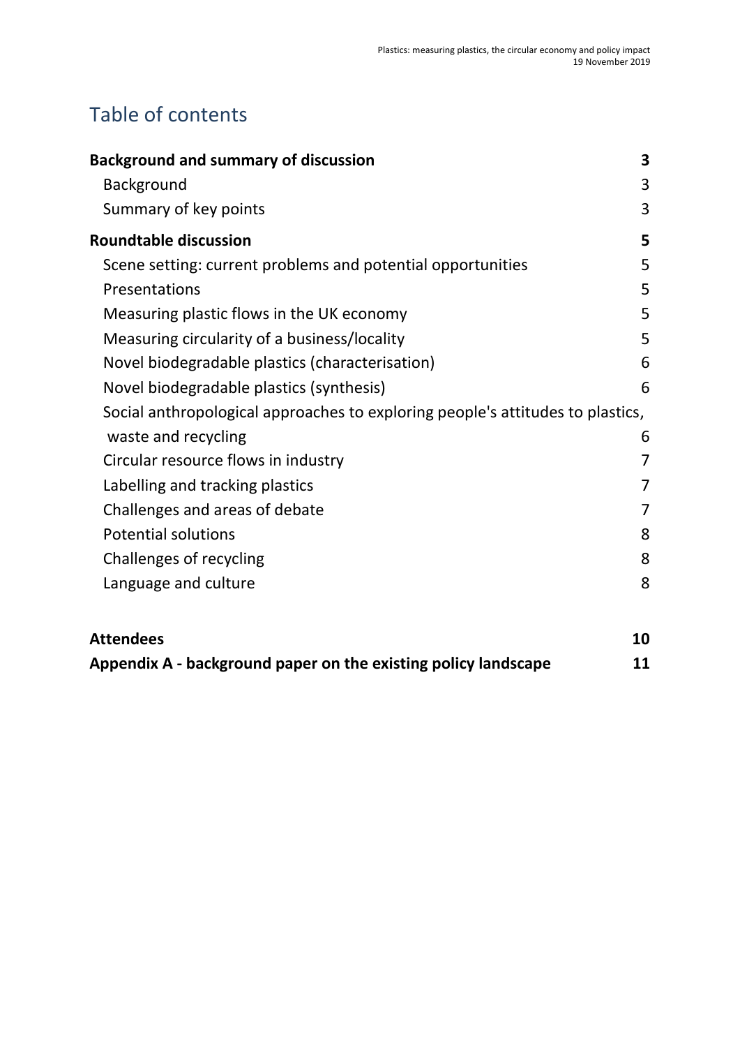# Table of contents

**Background and summary of discussion** **3**

- Background 3
- Summary of key points 3

**Roundtable discussion** **5**

- Scene setting: current problems and potential opportunities 5
- Presentations 5
- Measuring plastic flows in the UK economy 5
- Measuring circularity of a business/locality 5
- Novel biodegradable plastics (characterisation) 6
- Novel biodegradable plastics (synthesis) 6
- Social anthropological approaches to exploring people's attitudes to plastics, waste and recycling 6
- Circular resource flows in industry 7
- Labelling and tracking plastics 7
- Challenges and areas of debate 7
- Potential solutions 8
- Challenges of recycling 8
- Language and culture 8

**Attendees** **10**

**Appendix A - background paper on the existing policy landscape** **11**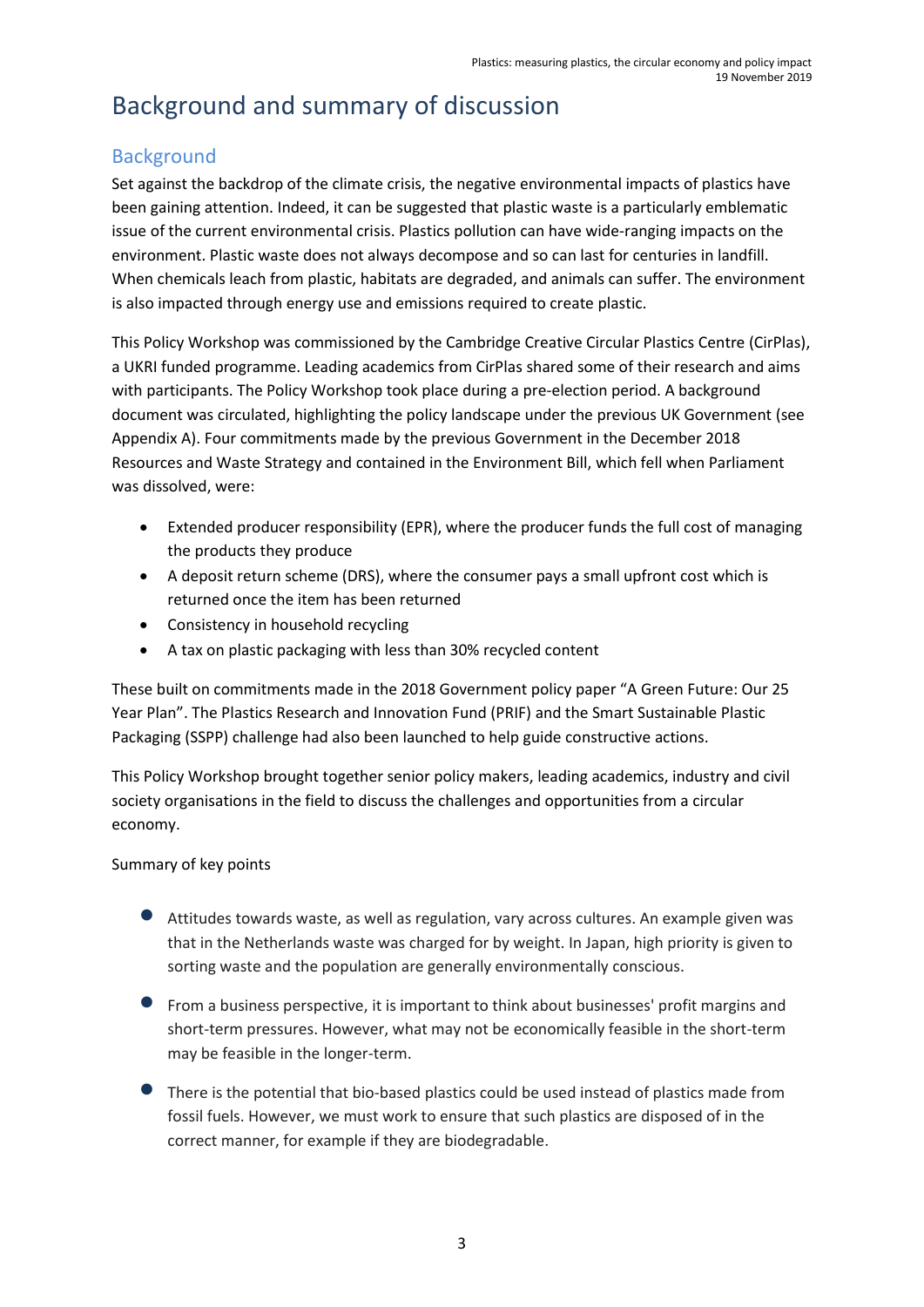# Background and summary of discussion

## Background

Set against the backdrop of the climate crisis, the negative environmental impacts of plastics have been gaining attention. Indeed, it can be suggested that plastic waste is a particularly emblematic issue of the current environmental crisis. Plastics pollution can have wide-ranging impacts on the environment. Plastic waste does not always decompose and so can last for centuries in landfill. When chemicals leach from plastic, habitats are degraded, and animals can suffer. The environment is also impacted through energy use and emissions required to create plastic.

This Policy Workshop was commissioned by the Cambridge Creative Circular Plastics Centre (CirPlas), a UKRI funded programme. Leading academics from CirPlas shared some of their research and aims with participants. The Policy Workshop took place during a pre-election period. A background document was circulated, highlighting the policy landscape under the previous UK Government (see Appendix A). Four commitments made by the previous Government in the December 2018 Resources and Waste Strategy and contained in the Environment Bill, which fell when Parliament was dissolved, were:

- Extended producer responsibility (EPR), where the producer funds the full cost of managing the products they produce
- A deposit return scheme (DRS), where the consumer pays a small upfront cost which is returned once the item has been returned
- Consistency in household recycling
- A tax on plastic packaging with less than 30% recycled content

These built on commitments made in the 2018 Government policy paper "A Green Future: Our 25 Year Plan". The Plastics Research and Innovation Fund (PRIF) and the Smart Sustainable Plastic Packaging (SSPP) challenge had also been launched to help guide constructive actions.

This Policy Workshop brought together senior policy makers, leading academics, industry and civil society organisations in the field to discuss the challenges and opportunities from a circular economy.

Summary of key points

- Attitudes towards waste, as well as regulation, vary across cultures. An example given was that in the Netherlands waste was charged for by weight. In Japan, high priority is given to sorting waste and the population are generally environmentally conscious.
- From a business perspective, it is important to think about businesses' profit margins and short-term pressures. However, what may not be economically feasible in the short-term may be feasible in the longer-term.
- There is the potential that bio-based plastics could be used instead of plastics made from fossil fuels. However, we must work to ensure that such plastics are disposed of in the correct manner, for example if they are biodegradable.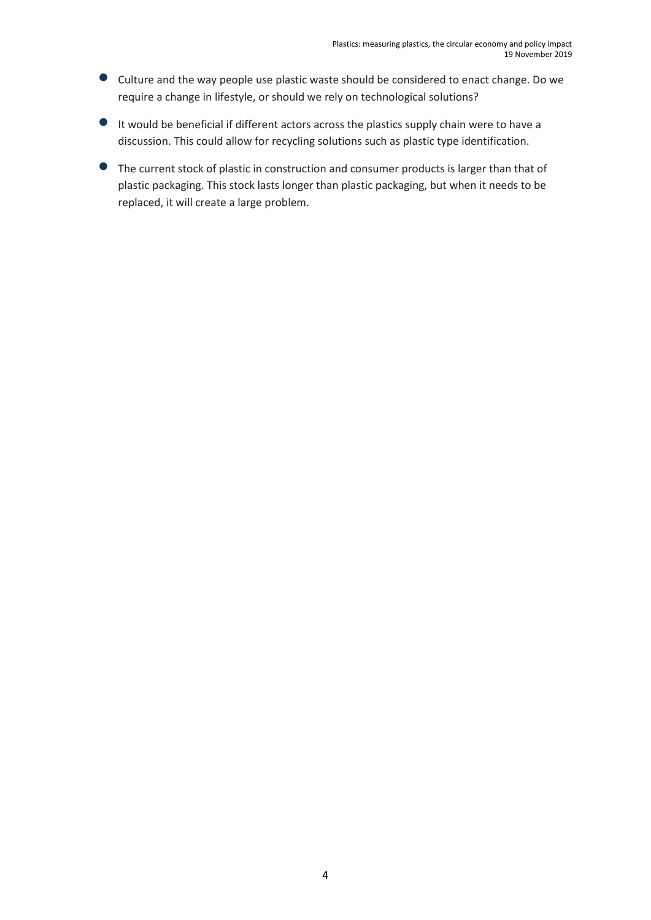- Culture and the way people use plastic waste should be considered to enact change. Do we require a change in lifestyle, or should we rely on technological solutions?
- It would be beneficial if different actors across the plastics supply chain were to have a discussion. This could allow for recycling solutions such as plastic type identification.
- The current stock of plastic in construction and consumer products is larger than that of plastic packaging. This stock lasts longer than plastic packaging, but when it needs to be replaced, it will create a large problem.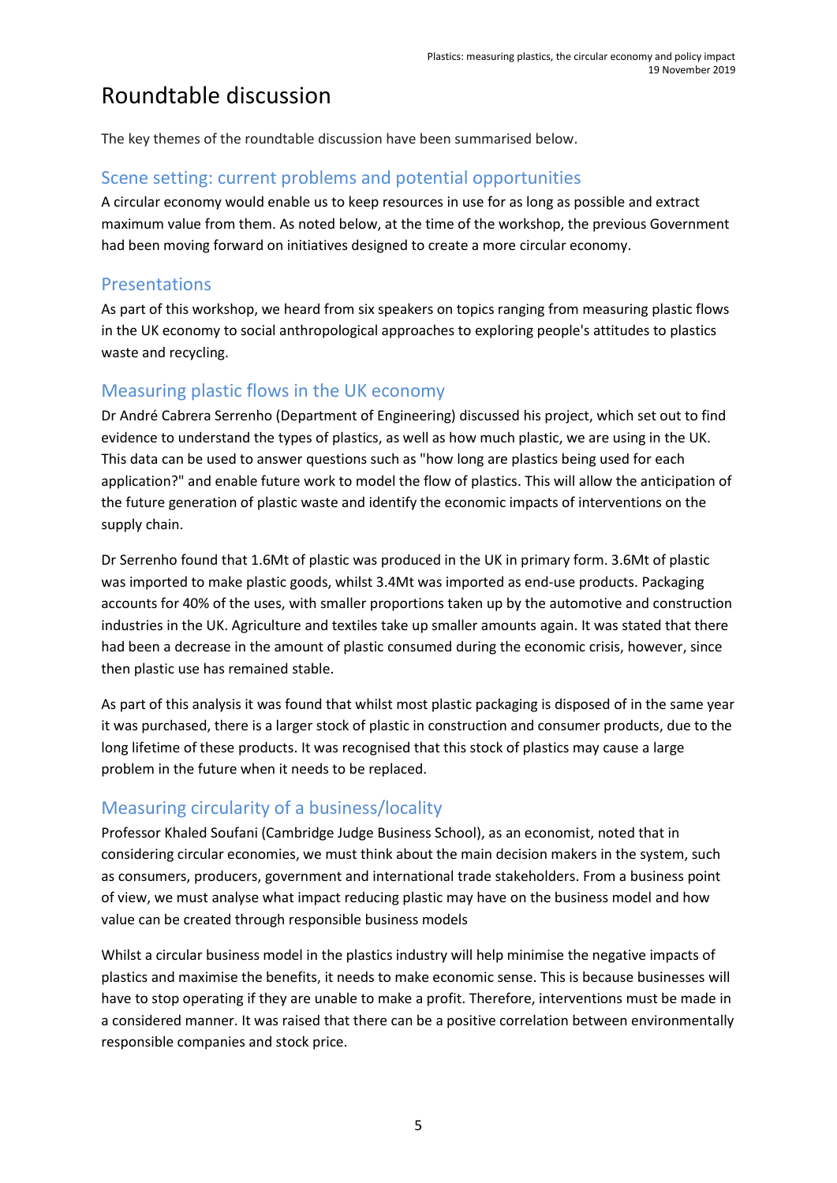# Roundtable discussion

The key themes of the roundtable discussion have been summarised below.

## Scene setting: current problems and potential opportunities

A circular economy would enable us to keep resources in use for as long as possible and extract maximum value from them. As noted below, at the time of the workshop, the previous Government had been moving forward on initiatives designed to create a more circular economy.

## Presentations

As part of this workshop, we heard from six speakers on topics ranging from measuring plastic flows in the UK economy to social anthropological approaches to exploring people's attitudes to plastics waste and recycling.

## Measuring plastic flows in the UK economy

Dr André Cabrera Serrenho (Department of Engineering) discussed his project, which set out to find evidence to understand the types of plastics, as well as how much plastic, we are using in the UK. This data can be used to answer questions such as "how long are plastics being used for each application?" and enable future work to model the flow of plastics. This will allow the anticipation of the future generation of plastic waste and identify the economic impacts of interventions on the supply chain.

Dr Serrenho found that 1.6Mt of plastic was produced in the UK in primary form. 3.6Mt of plastic was imported to make plastic goods, whilst 3.4Mt was imported as end-use products. Packaging accounts for 40% of the uses, with smaller proportions taken up by the automotive and construction industries in the UK. Agriculture and textiles take up smaller amounts again. It was stated that there had been a decrease in the amount of plastic consumed during the economic crisis, however, since then plastic use has remained stable.

As part of this analysis it was found that whilst most plastic packaging is disposed of in the same year it was purchased, there is a larger stock of plastic in construction and consumer products, due to the long lifetime of these products. It was recognised that this stock of plastics may cause a large problem in the future when it needs to be replaced.

## Measuring circularity of a business/locality

Professor Khaled Soufani (Cambridge Judge Business School), as an economist, noted that in considering circular economies, we must think about the main decision makers in the system, such as consumers, producers, government and international trade stakeholders. From a business point of view, we must analyse what impact reducing plastic may have on the business model and how value can be created through responsible business models

Whilst a circular business model in the plastics industry will help minimise the negative impacts of plastics and maximise the benefits, it needs to make economic sense. This is because businesses will have to stop operating if they are unable to make a profit. Therefore, interventions must be made in a considered manner. It was raised that there can be a positive correlation between environmentally responsible companies and stock price.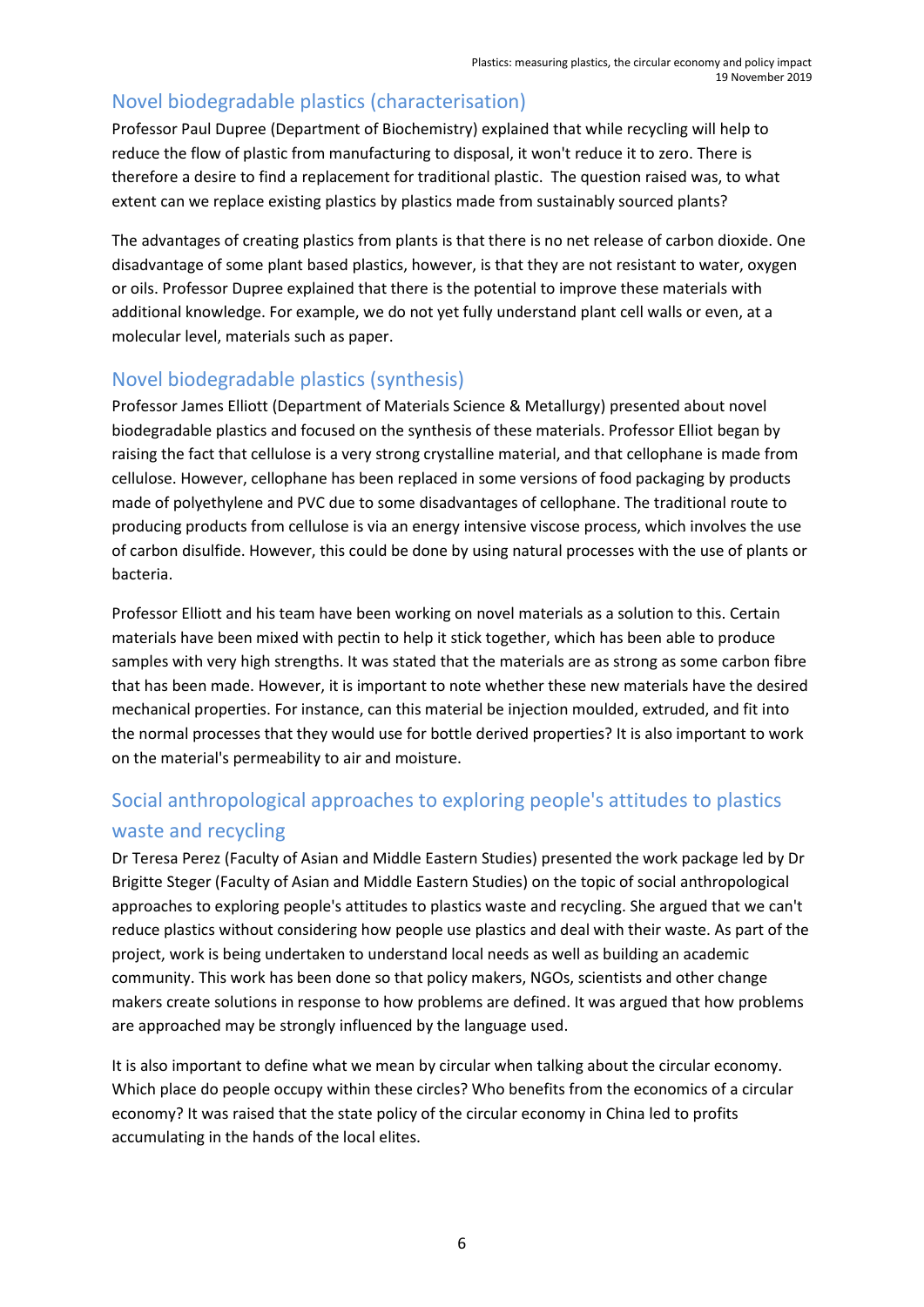## Novel biodegradable plastics (characterisation)

Professor Paul Dupree (Department of Biochemistry) explained that while recycling will help to reduce the flow of plastic from manufacturing to disposal, it won't reduce it to zero. There is therefore a desire to find a replacement for traditional plastic. The question raised was, to what extent can we replace existing plastics by plastics made from sustainably sourced plants?

The advantages of creating plastics from plants is that there is no net release of carbon dioxide. One disadvantage of some plant based plastics, however, is that they are not resistant to water, oxygen or oils. Professor Dupree explained that there is the potential to improve these materials with additional knowledge. For example, we do not yet fully understand plant cell walls or even, at a molecular level, materials such as paper.

## Novel biodegradable plastics (synthesis)

Professor James Elliott (Department of Materials Science & Metallurgy) presented about novel biodegradable plastics and focused on the synthesis of these materials. Professor Elliot began by raising the fact that cellulose is a very strong crystalline material, and that cellophane is made from cellulose. However, cellophane has been replaced in some versions of food packaging by products made of polyethylene and PVC due to some disadvantages of cellophane. The traditional route to producing products from cellulose is via an energy intensive viscose process, which involves the use of carbon disulfide. However, this could be done by using natural processes with the use of plants or bacteria.

Professor Elliott and his team have been working on novel materials as a solution to this. Certain materials have been mixed with pectin to help it stick together, which has been able to produce samples with very high strengths. It was stated that the materials are as strong as some carbon fibre that has been made. However, it is important to note whether these new materials have the desired mechanical properties. For instance, can this material be injection moulded, extruded, and fit into the normal processes that they would use for bottle derived properties? It is also important to work on the material's permeability to air and moisture.

## Social anthropological approaches to exploring people's attitudes to plastics waste and recycling

Dr Teresa Perez (Faculty of Asian and Middle Eastern Studies) presented the work package led by Dr Brigitte Steger (Faculty of Asian and Middle Eastern Studies) on the topic of social anthropological approaches to exploring people's attitudes to plastics waste and recycling. She argued that we can't reduce plastics without considering how people use plastics and deal with their waste. As part of the project, work is being undertaken to understand local needs as well as building an academic community. This work has been done so that policy makers, NGOs, scientists and other change makers create solutions in response to how problems are defined. It was argued that how problems are approached may be strongly influenced by the language used.

It is also important to define what we mean by circular when talking about the circular economy. Which place do people occupy within these circles? Who benefits from the economics of a circular economy? It was raised that the state policy of the circular economy in China led to profits accumulating in the hands of the local elites.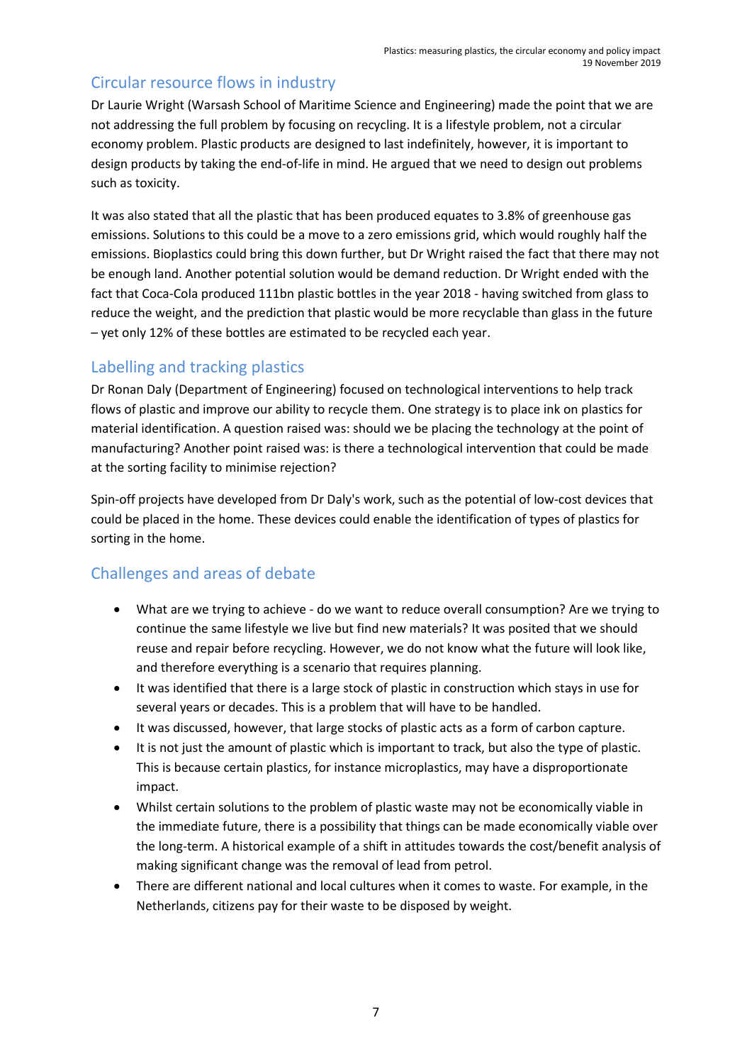## Circular resource flows in industry

Dr Laurie Wright (Warsash School of Maritime Science and Engineering) made the point that we are not addressing the full problem by focusing on recycling. It is a lifestyle problem, not a circular economy problem. Plastic products are designed to last indefinitely, however, it is important to design products by taking the end-of-life in mind. He argued that we need to design out problems such as toxicity.

It was also stated that all the plastic that has been produced equates to 3.8% of greenhouse gas emissions. Solutions to this could be a move to a zero emissions grid, which would roughly half the emissions. Bioplastics could bring this down further, but Dr Wright raised the fact that there may not be enough land. Another potential solution would be demand reduction. Dr Wright ended with the fact that Coca-Cola produced 111bn plastic bottles in the year 2018 - having switched from glass to reduce the weight, and the prediction that plastic would be more recyclable than glass in the future – yet only 12% of these bottles are estimated to be recycled each year.

## Labelling and tracking plastics

Dr Ronan Daly (Department of Engineering) focused on technological interventions to help track flows of plastic and improve our ability to recycle them. One strategy is to place ink on plastics for material identification. A question raised was: should we be placing the technology at the point of manufacturing? Another point raised was: is there a technological intervention that could be made at the sorting facility to minimise rejection?

Spin-off projects have developed from Dr Daly's work, such as the potential of low-cost devices that could be placed in the home. These devices could enable the identification of types of plastics for sorting in the home.

## Challenges and areas of debate

- What are we trying to achieve - do we want to reduce overall consumption? Are we trying to continue the same lifestyle we live but find new materials? It was posited that we should reuse and repair before recycling. However, we do not know what the future will look like, and therefore everything is a scenario that requires planning.
- It was identified that there is a large stock of plastic in construction which stays in use for several years or decades. This is a problem that will have to be handled.
- It was discussed, however, that large stocks of plastic acts as a form of carbon capture.
- It is not just the amount of plastic which is important to track, but also the type of plastic. This is because certain plastics, for instance microplastics, may have a disproportionate impact.
- Whilst certain solutions to the problem of plastic waste may not be economically viable in the immediate future, there is a possibility that things can be made economically viable over the long-term. A historical example of a shift in attitudes towards the cost/benefit analysis of making significant change was the removal of lead from petrol.
- There are different national and local cultures when it comes to waste. For example, in the Netherlands, citizens pay for their waste to be disposed by weight.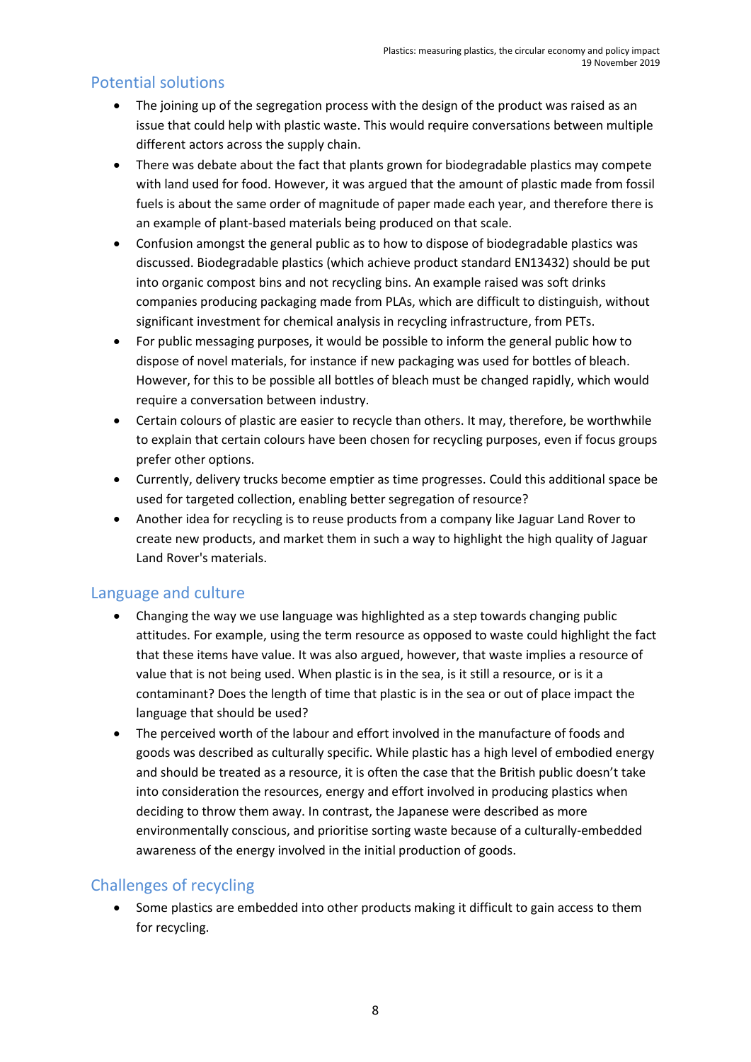## Potential solutions

- The joining up of the segregation process with the design of the product was raised as an issue that could help with plastic waste. This would require conversations between multiple different actors across the supply chain.
- There was debate about the fact that plants grown for biodegradable plastics may compete with land used for food. However, it was argued that the amount of plastic made from fossil fuels is about the same order of magnitude of paper made each year, and therefore there is an example of plant-based materials being produced on that scale.
- Confusion amongst the general public as to how to dispose of biodegradable plastics was discussed. Biodegradable plastics (which achieve product standard EN13432) should be put into organic compost bins and not recycling bins. An example raised was soft drinks companies producing packaging made from PLAs, which are difficult to distinguish, without significant investment for chemical analysis in recycling infrastructure, from PETs.
- For public messaging purposes, it would be possible to inform the general public how to dispose of novel materials, for instance if new packaging was used for bottles of bleach. However, for this to be possible all bottles of bleach must be changed rapidly, which would require a conversation between industry.
- Certain colours of plastic are easier to recycle than others. It may, therefore, be worthwhile to explain that certain colours have been chosen for recycling purposes, even if focus groups prefer other options.
- Currently, delivery trucks become emptier as time progresses. Could this additional space be used for targeted collection, enabling better segregation of resource?
- Another idea for recycling is to reuse products from a company like Jaguar Land Rover to create new products, and market them in such a way to highlight the high quality of Jaguar Land Rover's materials.

## Language and culture

- Changing the way we use language was highlighted as a step towards changing public attitudes. For example, using the term resource as opposed to waste could highlight the fact that these items have value. It was also argued, however, that waste implies a resource of value that is not being used. When plastic is in the sea, is it still a resource, or is it a contaminant? Does the length of time that plastic is in the sea or out of place impact the language that should be used?
- The perceived worth of the labour and effort involved in the manufacture of foods and goods was described as culturally specific. While plastic has a high level of embodied energy and should be treated as a resource, it is often the case that the British public doesn't take into consideration the resources, energy and effort involved in producing plastics when deciding to throw them away. In contrast, the Japanese were described as more environmentally conscious, and prioritise sorting waste because of a culturally-embedded awareness of the energy involved in the initial production of goods.

## Challenges of recycling

- Some plastics are embedded into other products making it difficult to gain access to them for recycling.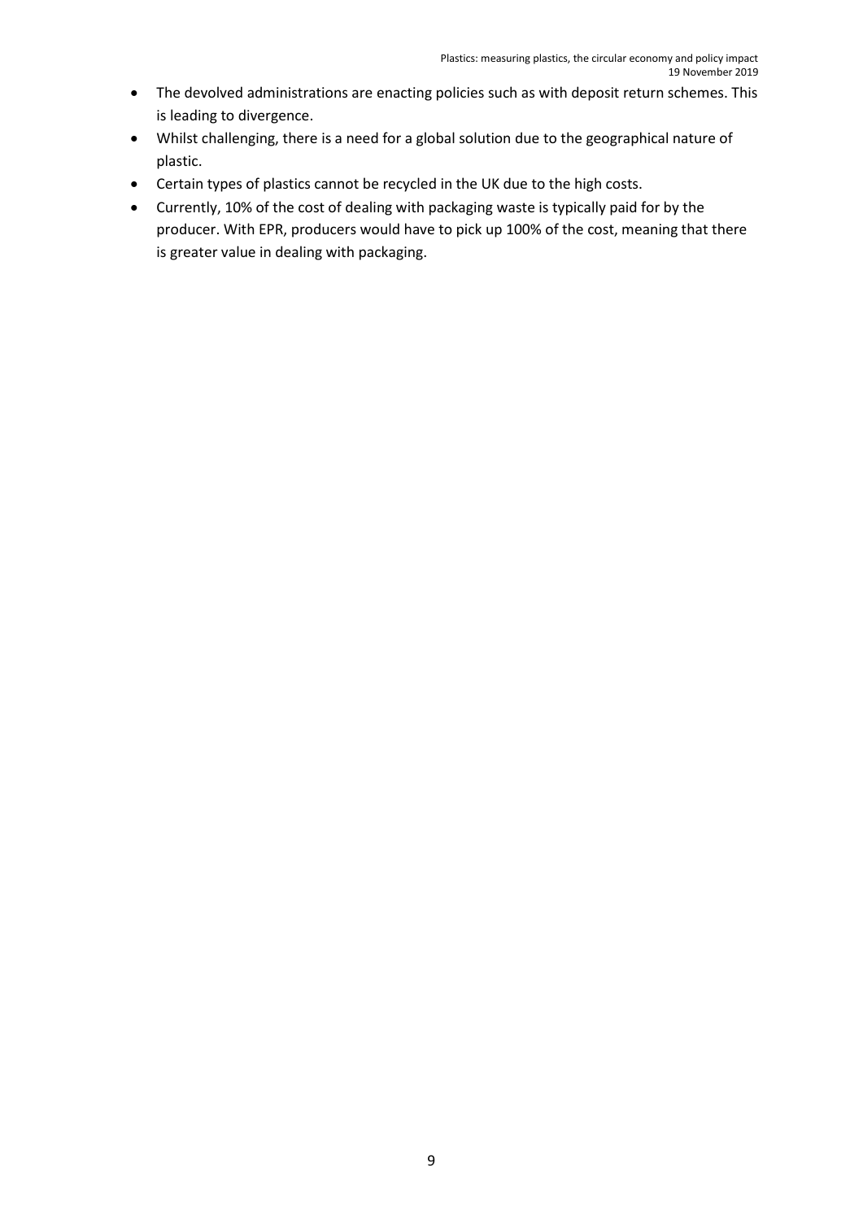- The devolved administrations are enacting policies such as with deposit return schemes. This is leading to divergence.
- Whilst challenging, there is a need for a global solution due to the geographical nature of plastic.
- Certain types of plastics cannot be recycled in the UK due to the high costs.
- Currently, 10% of the cost of dealing with packaging waste is typically paid for by the producer. With EPR, producers would have to pick up 100% of the cost, meaning that there is greater value in dealing with packaging.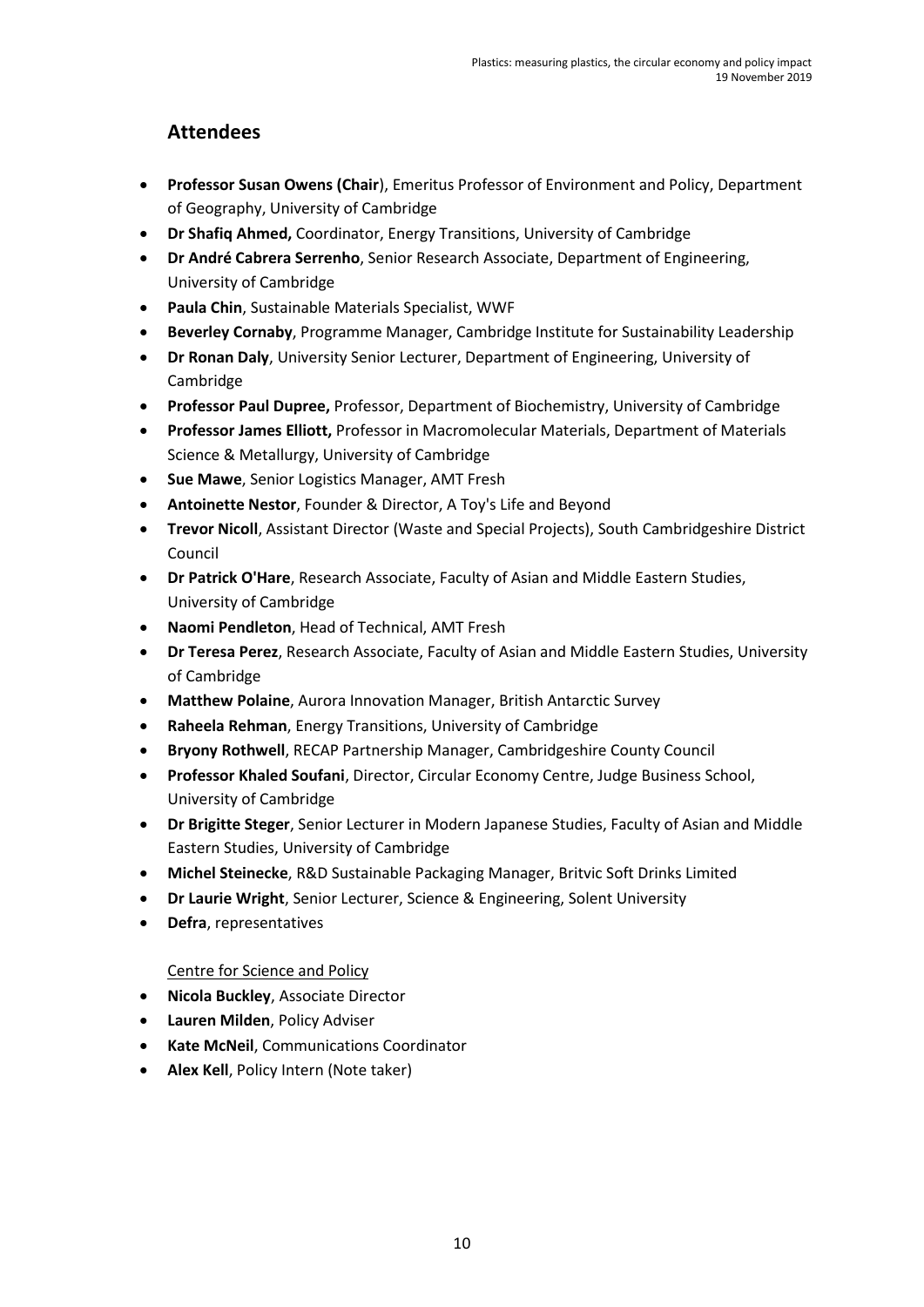## Attendees

- **Professor Susan Owens (Chair**), Emeritus Professor of Environment and Policy, Department of Geography, University of Cambridge
- **Dr Shafiq Ahmed,** Coordinator, Energy Transitions, University of Cambridge
- **Dr André Cabrera Serrenho**, Senior Research Associate, Department of Engineering, University of Cambridge
- **Paula Chin**, Sustainable Materials Specialist, WWF
- **Beverley Cornaby**, Programme Manager, Cambridge Institute for Sustainability Leadership
- **Dr Ronan Daly**, University Senior Lecturer, Department of Engineering, University of Cambridge
- **Professor Paul Dupree,** Professor, Department of Biochemistry, University of Cambridge
- **Professor James Elliott,** Professor in Macromolecular Materials, Department of Materials Science & Metallurgy, University of Cambridge
- **Sue Mawe**, Senior Logistics Manager, AMT Fresh
- **Antoinette Nestor**, Founder & Director, A Toy's Life and Beyond
- **Trevor Nicoll**, Assistant Director (Waste and Special Projects), South Cambridgeshire District Council
- **Dr Patrick O'Hare**, Research Associate, Faculty of Asian and Middle Eastern Studies, University of Cambridge
- **Naomi Pendleton**, Head of Technical, AMT Fresh
- **Dr Teresa Perez**, Research Associate, Faculty of Asian and Middle Eastern Studies, University of Cambridge
- **Matthew Polaine**, Aurora Innovation Manager, British Antarctic Survey
- **Raheela Rehman**, Energy Transitions, University of Cambridge
- **Bryony Rothwell**, RECAP Partnership Manager, Cambridgeshire County Council
- **Professor Khaled Soufani**, Director, Circular Economy Centre, Judge Business School, University of Cambridge
- **Dr Brigitte Steger**, Senior Lecturer in Modern Japanese Studies, Faculty of Asian and Middle Eastern Studies, University of Cambridge
- **Michel Steinecke**, R&D Sustainable Packaging Manager, Britvic Soft Drinks Limited
- **Dr Laurie Wright**, Senior Lecturer, Science & Engineering, Solent University
- **Defra**, representatives

Centre for Science and Policy

- **Nicola Buckley**, Associate Director
- **Lauren Milden**, Policy Adviser
- **Kate McNeil**, Communications Coordinator
- **Alex Kell**, Policy Intern (Note taker)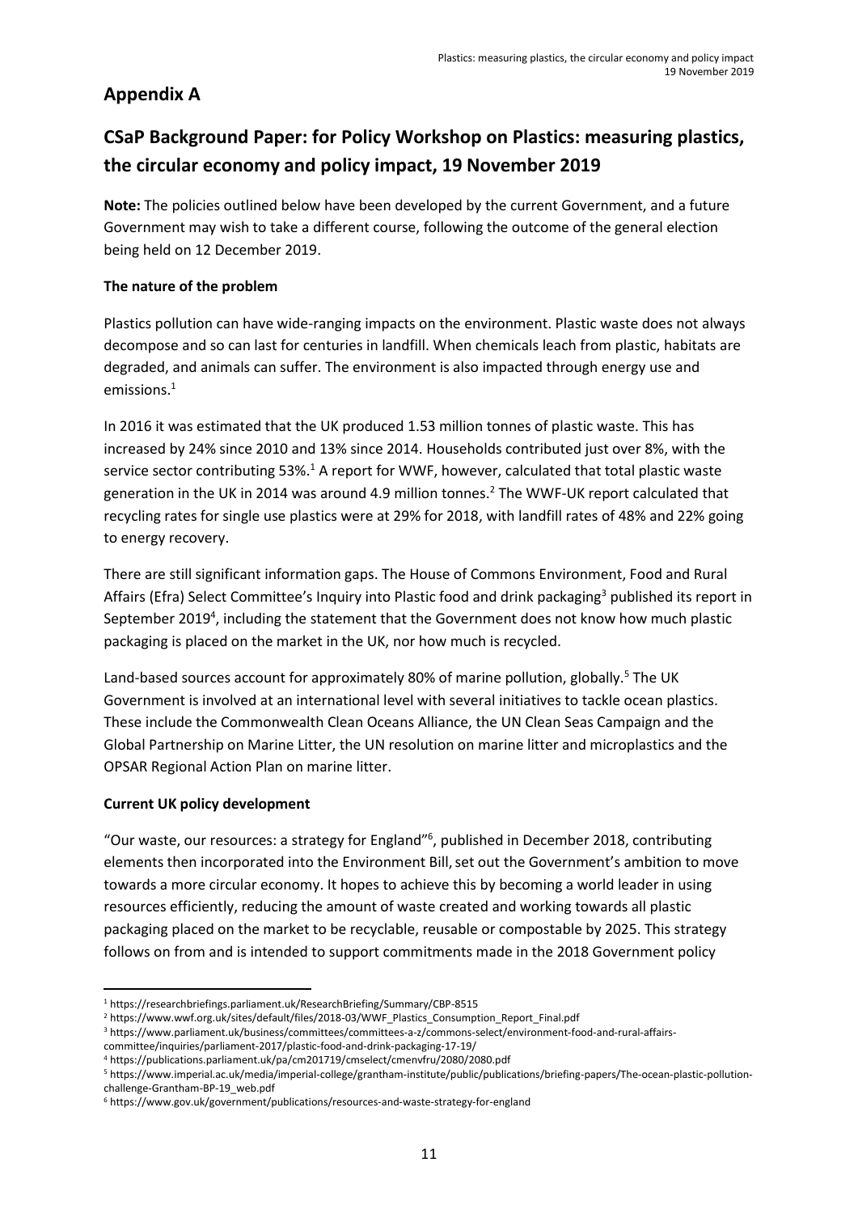## Appendix A

## CSaP Background Paper: for Policy Workshop on Plastics: measuring plastics, the circular economy and policy impact, 19 November 2019

**Note:** The policies outlined below have been developed by the current Government, and a future Government may wish to take a different course, following the outcome of the general election being held on 12 December 2019.

**The nature of the problem**

Plastics pollution can have wide-ranging impacts on the environment. Plastic waste does not always decompose and so can last for centuries in landfill. When chemicals leach from plastic, habitats are degraded, and animals can suffer. The environment is also impacted through energy use and emissions.[1]

In 2016 it was estimated that the UK produced 1.53 million tonnes of plastic waste. This has increased by 24% since 2010 and 13% since 2014. Households contributed just over 8%, with the service sector contributing 53%.[1] A report for WWF, however, calculated that total plastic waste generation in the UK in 2014 was around 4.9 million tonnes.[2] The WWF-UK report calculated that recycling rates for single use plastics were at 29% for 2018, with landfill rates of 48% and 22% going to energy recovery.

There are still significant information gaps. The House of Commons Environment, Food and Rural Affairs (Efra) Select Committee's Inquiry into Plastic food and drink packaging[3] published its report in September 2019[4], including the statement that the Government does not know how much plastic packaging is placed on the market in the UK, nor how much is recycled.

Land-based sources account for approximately 80% of marine pollution, globally.[5] The UK Government is involved at an international level with several initiatives to tackle ocean plastics. These include the Commonwealth Clean Oceans Alliance, the UN Clean Seas Campaign and the Global Partnership on Marine Litter, the UN resolution on marine litter and microplastics and the OPSAR Regional Action Plan on marine litter.

**Current UK policy development**

"Our waste, our resources: a strategy for England"[6], published in December 2018, contributing elements then incorporated into the Environment Bill, set out the Government's ambition to move towards a more circular economy. It hopes to achieve this by becoming a world leader in using resources efficiently, reducing the amount of waste created and working towards all plastic packaging placed on the market to be recyclable, reusable or compostable by 2025. This strategy follows on from and is intended to support commitments made in the 2018 Government policy

---

[1] https://researchbriefings.parliament.uk/ResearchBriefing/Summary/CBP-8515
[2] https://www.wwf.org.uk/sites/default/files/2018-03/WWF_Plastics_Consumption_Report_Final.pdf
[3] https://www.parliament.uk/business/committees/committees-a-z/commons-select/environment-food-and-rural-affairs-committee/inquiries/parliament-2017/plastic-food-and-drink-packaging-17-19/
[4] https://publications.parliament.uk/pa/cm201719/cmselect/cmenvfru/2080/2080.pdf
[5] https://www.imperial.ac.uk/media/imperial-college/grantham-institute/public/publications/briefing-papers/The-ocean-plastic-pollution-challenge-Grantham-BP-19_web.pdf
[6] https://www.gov.uk/government/publications/resources-and-waste-strategy-for-england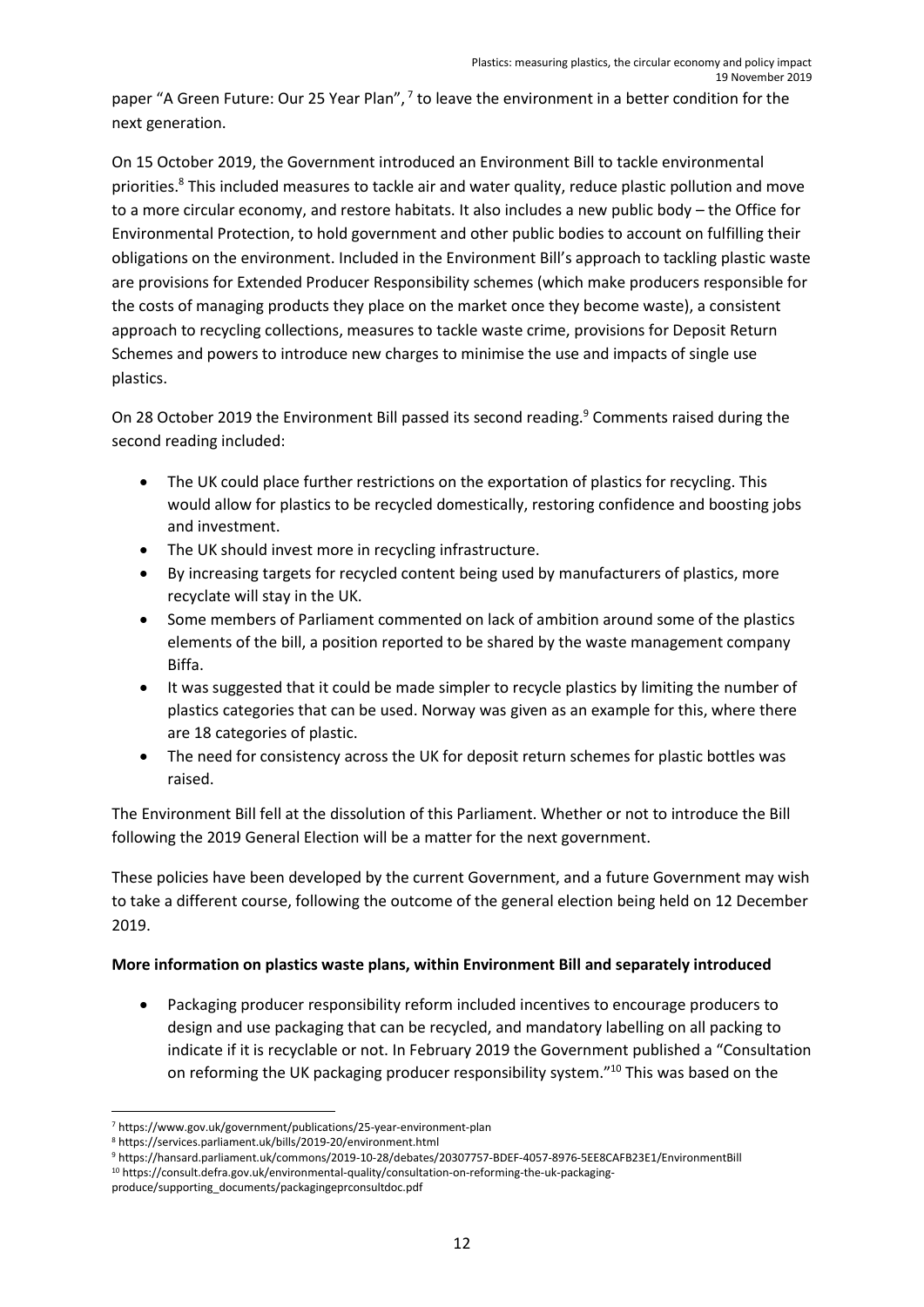paper "A Green Future: Our 25 Year Plan", [7] to leave the environment in a better condition for the next generation.

On 15 October 2019, the Government introduced an Environment Bill to tackle environmental priorities.[8] This included measures to tackle air and water quality, reduce plastic pollution and move to a more circular economy, and restore habitats. It also includes a new public body – the Office for Environmental Protection, to hold government and other public bodies to account on fulfilling their obligations on the environment. Included in the Environment Bill's approach to tackling plastic waste are provisions for Extended Producer Responsibility schemes (which make producers responsible for the costs of managing products they place on the market once they become waste), a consistent approach to recycling collections, measures to tackle waste crime, provisions for Deposit Return Schemes and powers to introduce new charges to minimise the use and impacts of single use plastics.

On 28 October 2019 the Environment Bill passed its second reading.[9] Comments raised during the second reading included:

- The UK could place further restrictions on the exportation of plastics for recycling. This would allow for plastics to be recycled domestically, restoring confidence and boosting jobs and investment.
- The UK should invest more in recycling infrastructure.
- By increasing targets for recycled content being used by manufacturers of plastics, more recyclate will stay in the UK.
- Some members of Parliament commented on lack of ambition around some of the plastics elements of the bill, a position reported to be shared by the waste management company Biffa.
- It was suggested that it could be made simpler to recycle plastics by limiting the number of plastics categories that can be used. Norway was given as an example for this, where there are 18 categories of plastic.
- The need for consistency across the UK for deposit return schemes for plastic bottles was raised.

The Environment Bill fell at the dissolution of this Parliament. Whether or not to introduce the Bill following the 2019 General Election will be a matter for the next government.

These policies have been developed by the current Government, and a future Government may wish to take a different course, following the outcome of the general election being held on 12 December 2019.

**More information on plastics waste plans, within Environment Bill and separately introduced**

- Packaging producer responsibility reform included incentives to encourage producers to design and use packaging that can be recycled, and mandatory labelling on all packing to indicate if it is recyclable or not. In February 2019 the Government published a "Consultation on reforming the UK packaging producer responsibility system."[10] This was based on the

[7] https://www.gov.uk/government/publications/25-year-environment-plan
[8] https://services.parliament.uk/bills/2019-20/environment.html
[9] https://hansard.parliament.uk/commons/2019-10-28/debates/20307757-BDEF-4057-8976-5EE8CAFB23E1/EnvironmentBill
[10] https://consult.defra.gov.uk/environmental-quality/consultation-on-reforming-the-uk-packaging-produce/supporting_documents/packagingeprconsultdoc.pdf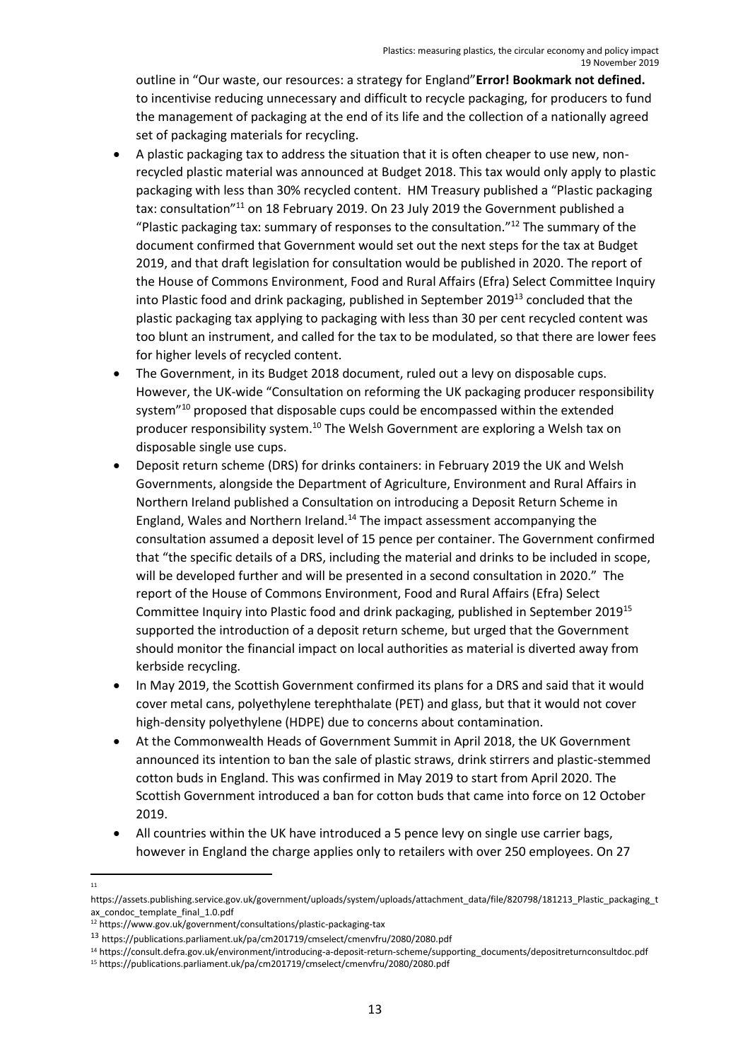outline in "Our waste, our resources: a strategy for England"**Error! Bookmark not defined.** to incentivise reducing unnecessary and difficult to recycle packaging, for producers to fund the management of packaging at the end of its life and the collection of a nationally agreed set of packaging materials for recycling.

- A plastic packaging tax to address the situation that it is often cheaper to use new, non-recycled plastic material was announced at Budget 2018. This tax would only apply to plastic packaging with less than 30% recycled content. HM Treasury published a "Plastic packaging tax: consultation"[11] on 18 February 2019. On 23 July 2019 the Government published a "Plastic packaging tax: summary of responses to the consultation."[12] The summary of the document confirmed that Government would set out the next steps for the tax at Budget 2019, and that draft legislation for consultation would be published in 2020. The report of the House of Commons Environment, Food and Rural Affairs (Efra) Select Committee Inquiry into Plastic food and drink packaging, published in September 2019[13] concluded that the plastic packaging tax applying to packaging with less than 30 per cent recycled content was too blunt an instrument, and called for the tax to be modulated, so that there are lower fees for higher levels of recycled content.
- The Government, in its Budget 2018 document, ruled out a levy on disposable cups. However, the UK-wide "Consultation on reforming the UK packaging producer responsibility system"[10] proposed that disposable cups could be encompassed within the extended producer responsibility system.[10] The Welsh Government are exploring a Welsh tax on disposable single use cups.
- Deposit return scheme (DRS) for drinks containers: in February 2019 the UK and Welsh Governments, alongside the Department of Agriculture, Environment and Rural Affairs in Northern Ireland published a Consultation on introducing a Deposit Return Scheme in England, Wales and Northern Ireland.[14] The impact assessment accompanying the consultation assumed a deposit level of 15 pence per container. The Government confirmed that "the specific details of a DRS, including the material and drinks to be included in scope, will be developed further and will be presented in a second consultation in 2020." The report of the House of Commons Environment, Food and Rural Affairs (Efra) Select Committee Inquiry into Plastic food and drink packaging, published in September 2019[15] supported the introduction of a deposit return scheme, but urged that the Government should monitor the financial impact on local authorities as material is diverted away from kerbside recycling.
- In May 2019, the Scottish Government confirmed its plans for a DRS and said that it would cover metal cans, polyethylene terephthalate (PET) and glass, but that it would not cover high-density polyethylene (HDPE) due to concerns about contamination.
- At the Commonwealth Heads of Government Summit in April 2018, the UK Government announced its intention to ban the sale of plastic straws, drink stirrers and plastic-stemmed cotton buds in England. This was confirmed in May 2019 to start from April 2020. The Scottish Government introduced a ban for cotton buds that came into force on 12 October 2019.
- All countries within the UK have introduced a 5 pence levy on single use carrier bags, however in England the charge applies only to retailers with over 250 employees. On 27

---

[11] https://assets.publishing.service.gov.uk/government/uploads/system/uploads/attachment_data/file/820798/181213_Plastic_packaging_tax_condoc_template_final_1.0.pdf

[12] https://www.gov.uk/government/consultations/plastic-packaging-tax

[13] https://publications.parliament.uk/pa/cm201719/cmselect/cmenvfru/2080/2080.pdf

[14] https://consult.defra.gov.uk/environment/introducing-a-deposit-return-scheme/supporting_documents/depositreturnconsultdoc.pdf

[15] https://publications.parliament.uk/pa/cm201719/cmselect/cmenvfru/2080/2080.pdf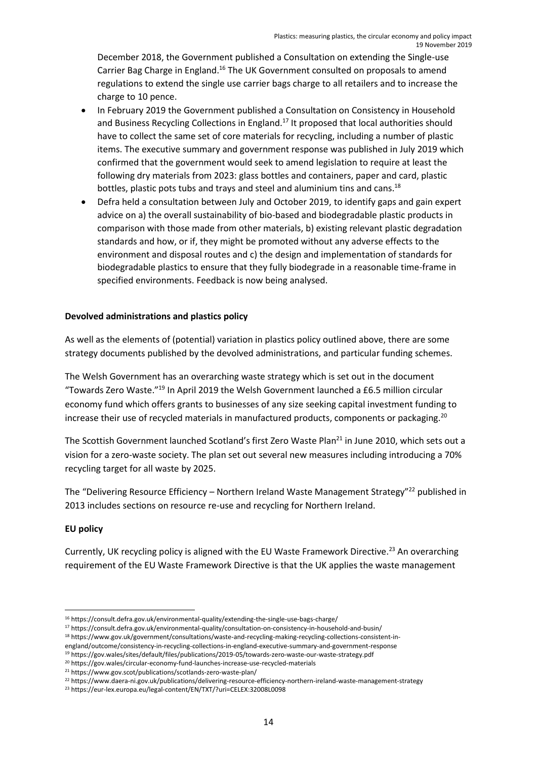December 2018, the Government published a Consultation on extending the Single-use Carrier Bag Charge in England.[16] The UK Government consulted on proposals to amend regulations to extend the single use carrier bags charge to all retailers and to increase the charge to 10 pence.

- In February 2019 the Government published a Consultation on Consistency in Household and Business Recycling Collections in England.[17] It proposed that local authorities should have to collect the same set of core materials for recycling, including a number of plastic items. The executive summary and government response was published in July 2019 which confirmed that the government would seek to amend legislation to require at least the following dry materials from 2023: glass bottles and containers, paper and card, plastic bottles, plastic pots tubs and trays and steel and aluminium tins and cans.[18]
- Defra held a consultation between July and October 2019, to identify gaps and gain expert advice on a) the overall sustainability of bio-based and biodegradable plastic products in comparison with those made from other materials, b) existing relevant plastic degradation standards and how, or if, they might be promoted without any adverse effects to the environment and disposal routes and c) the design and implementation of standards for biodegradable plastics to ensure that they fully biodegrade in a reasonable time-frame in specified environments. Feedback is now being analysed.

**Devolved administrations and plastics policy**

As well as the elements of (potential) variation in plastics policy outlined above, there are some strategy documents published by the devolved administrations, and particular funding schemes.

The Welsh Government has an overarching waste strategy which is set out in the document "Towards Zero Waste."[19] In April 2019 the Welsh Government launched a £6.5 million circular economy fund which offers grants to businesses of any size seeking capital investment funding to increase their use of recycled materials in manufactured products, components or packaging.[20]

The Scottish Government launched Scotland's first Zero Waste Plan[21] in June 2010, which sets out a vision for a zero-waste society. The plan set out several new measures including introducing a 70% recycling target for all waste by 2025.

The "Delivering Resource Efficiency – Northern Ireland Waste Management Strategy"[22] published in 2013 includes sections on resource re-use and recycling for Northern Ireland.

**EU policy**

Currently, UK recycling policy is aligned with the EU Waste Framework Directive.[23] An overarching requirement of the EU Waste Framework Directive is that the UK applies the waste management

---

[16] https://consult.defra.gov.uk/environmental-quality/extending-the-single-use-bags-charge/

[17] https://consult.defra.gov.uk/environmental-quality/consultation-on-consistency-in-household-and-busin/

[18] https://www.gov.uk/government/consultations/waste-and-recycling-making-recycling-collections-consistent-in-england/outcome/consistency-in-recycling-collections-in-england-executive-summary-and-government-response

[19] https://gov.wales/sites/default/files/publications/2019-05/towards-zero-waste-our-waste-strategy.pdf

[20] https://gov.wales/circular-economy-fund-launches-increase-use-recycled-materials

[21] https://www.gov.scot/publications/scotlands-zero-waste-plan/

[22] https://www.daera-ni.gov.uk/publications/delivering-resource-efficiency-northern-ireland-waste-management-strategy

[23] https://eur-lex.europa.eu/legal-content/EN/TXT/?uri=CELEX:32008L0098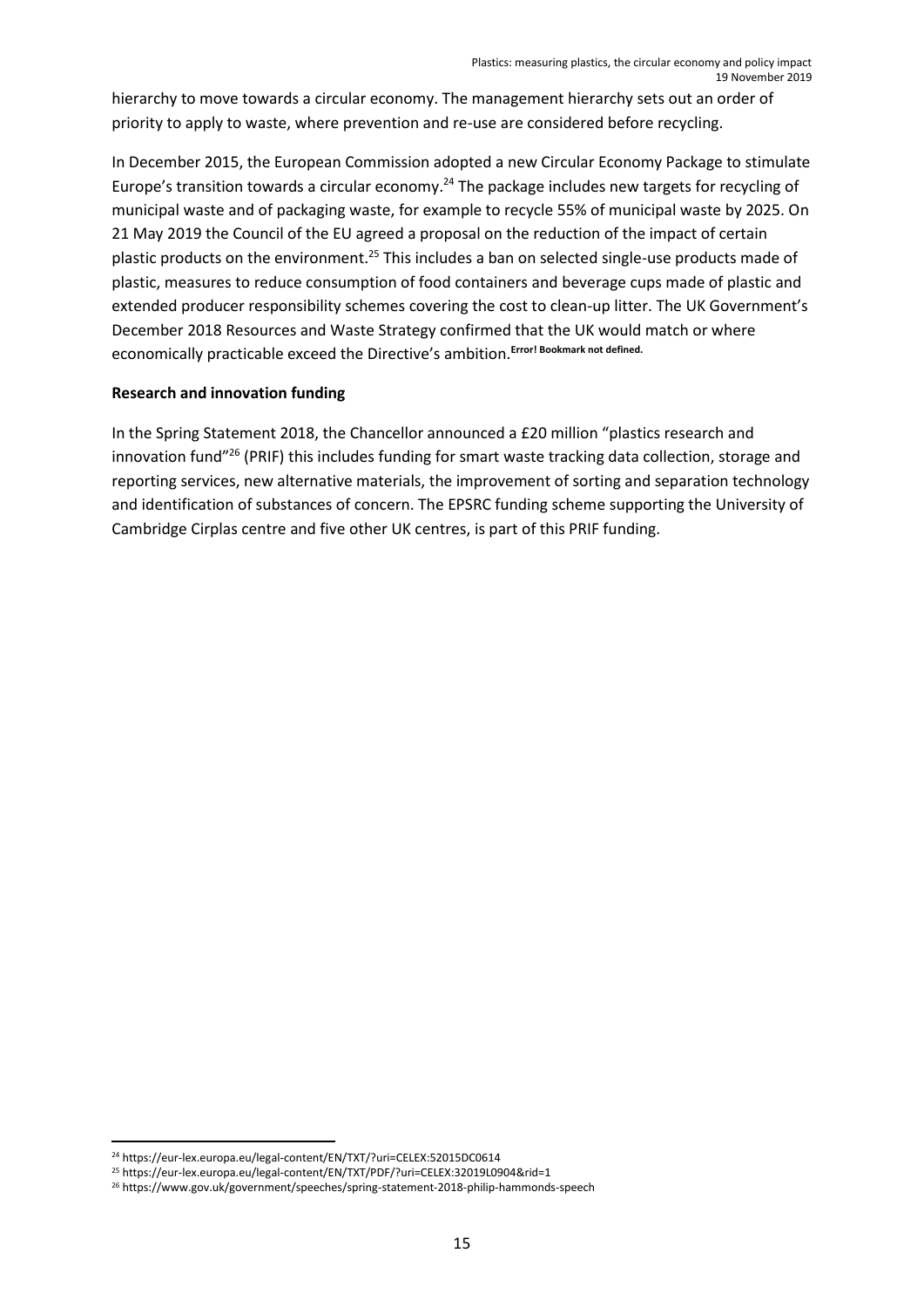hierarchy to move towards a circular economy. The management hierarchy sets out an order of priority to apply to waste, where prevention and re-use are considered before recycling.

In December 2015, the European Commission adopted a new Circular Economy Package to stimulate Europe's transition towards a circular economy.[24] The package includes new targets for recycling of municipal waste and of packaging waste, for example to recycle 55% of municipal waste by 2025. On 21 May 2019 the Council of the EU agreed a proposal on the reduction of the impact of certain plastic products on the environment.[25] This includes a ban on selected single-use products made of plastic, measures to reduce consumption of food containers and beverage cups made of plastic and extended producer responsibility schemes covering the cost to clean-up litter. The UK Government's December 2018 Resources and Waste Strategy confirmed that the UK would match or where economically practicable exceed the Directive's ambition.[Error! Bookmark not defined.]

**Research and innovation funding**

In the Spring Statement 2018, the Chancellor announced a £20 million "plastics research and innovation fund"[26] (PRIF) this includes funding for smart waste tracking data collection, storage and reporting services, new alternative materials, the improvement of sorting and separation technology and identification of substances of concern. The EPSRC funding scheme supporting the University of Cambridge Cirplas centre and five other UK centres, is part of this PRIF funding.

---

[24] https://eur-lex.europa.eu/legal-content/EN/TXT/?uri=CELEX:52015DC0614

[25] https://eur-lex.europa.eu/legal-content/EN/TXT/PDF/?uri=CELEX:32019L0904&rid=1

[26] https://www.gov.uk/government/speeches/spring-statement-2018-philip-hammonds-speech